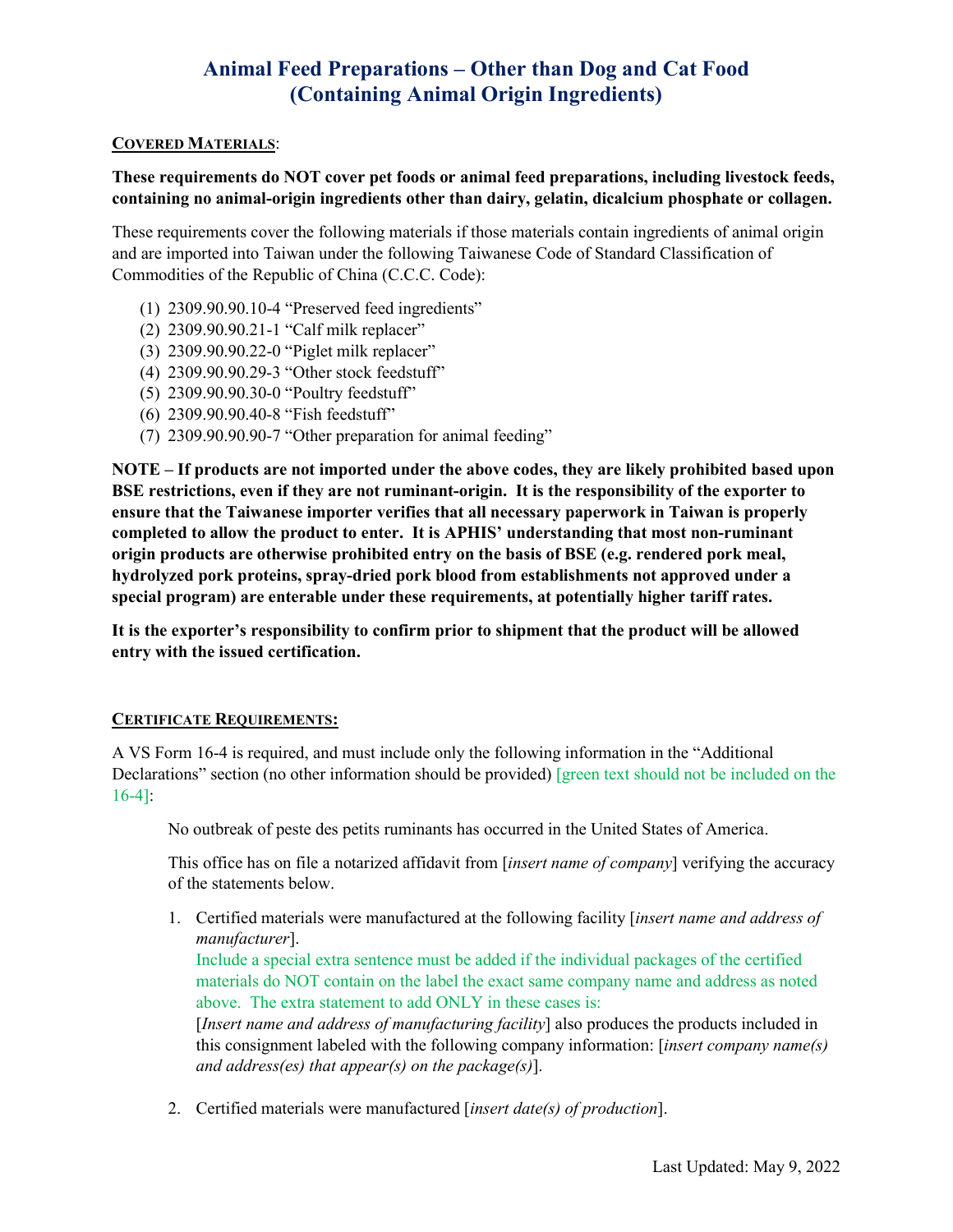# Animal Feed Preparations – Other than Dog and Cat Food (Containing Animal Origin Ingredients)

**COVERED MATERIALS**:

**These requirements do NOT cover pet foods or animal feed preparations, including livestock feeds, containing no animal-origin ingredients other than dairy, gelatin, dicalcium phosphate or collagen.**

These requirements cover the following materials if those materials contain ingredients of animal origin and are imported into Taiwan under the following Taiwanese Code of Standard Classification of Commodities of the Republic of China (C.C.C. Code):

(1) 2309.90.90.10-4 "Preserved feed ingredients"
(2) 2309.90.90.21-1 "Calf milk replacer"
(3) 2309.90.90.22-0 "Piglet milk replacer"
(4) 2309.90.90.29-3 "Other stock feedstuff"
(5) 2309.90.90.30-0 "Poultry feedstuff"
(6) 2309.90.90.40-8 "Fish feedstuff"
(7) 2309.90.90.90-7 "Other preparation for animal feeding"

**NOTE – If products are not imported under the above codes, they are likely prohibited based upon BSE restrictions, even if they are not ruminant-origin. It is the responsibility of the exporter to ensure that the Taiwanese importer verifies that all necessary paperwork in Taiwan is properly completed to allow the product to enter. It is APHIS' understanding that most non-ruminant origin products are otherwise prohibited entry on the basis of BSE (e.g. rendered pork meal, hydrolyzed pork proteins, spray-dried pork blood from establishments not approved under a special program) are enterable under these requirements, at potentially higher tariff rates.**

**It is the exporter's responsibility to confirm prior to shipment that the product will be allowed entry with the issued certification.**

**CERTIFICATE REQUIREMENTS:**

A VS Form 16-4 is required, and must include only the following information in the "Additional Declarations" section (no other information should be provided) [green text should not be included on the 16-4]:

> No outbreak of peste des petits ruminants has occurred in the United States of America.
>
> This office has on file a notarized affidavit from [*insert name of company*] verifying the accuracy of the statements below.
>
> 1. Certified materials were manufactured at the following facility [*insert name and address of manufacturer*].
>    Include a special extra sentence must be added if the individual packages of the certified materials do NOT contain on the label the exact same company name and address as noted above. The extra statement to add ONLY in these cases is:
>    [*Insert name and address of manufacturing facility*] also produces the products included in this consignment labeled with the following company information: [*insert company name(s) and address(es) that appear(s) on the package(s)*].
>
> 2. Certified materials were manufactured [*insert date(s) of production*].

Last Updated: May 9, 2022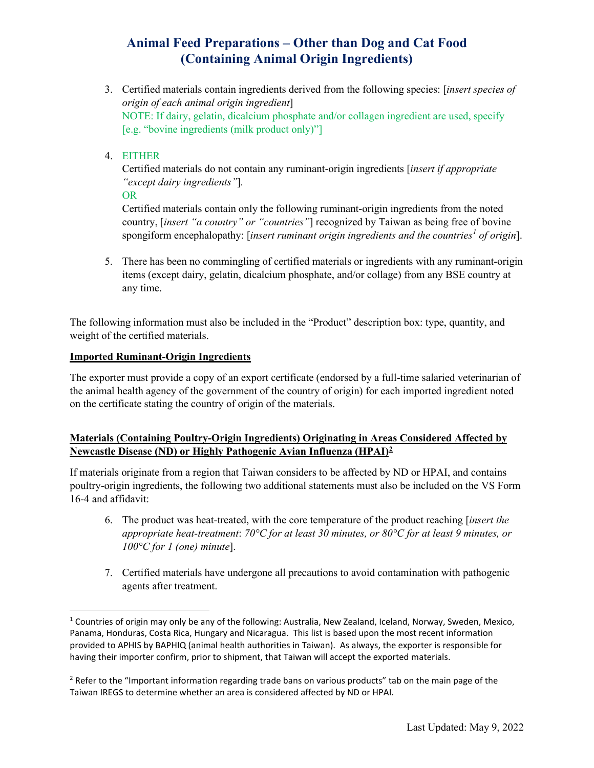# Animal Feed Preparations – Other than Dog and Cat Food (Containing Animal Origin Ingredients)

3. Certified materials contain ingredients derived from the following species: [*insert species of origin of each animal origin ingredient*]
   NOTE: If dairy, gelatin, dicalcium phosphate and/or collagen ingredient are used, specify [e.g. "bovine ingredients (milk product only)"]

4. EITHER
   Certified materials do not contain any ruminant-origin ingredients [*insert if appropriate "except dairy ingredients"*].
   OR
   Certified materials contain only the following ruminant-origin ingredients from the noted country, [*insert "a country" or "countries"*] recognized by Taiwan as being free of bovine spongiform encephalopathy: [*insert ruminant origin ingredients and the countries*[1] *of origin*].

5. There has been no commingling of certified materials or ingredients with any ruminant-origin items (except dairy, gelatin, dicalcium phosphate, and/or collage) from any BSE country at any time.

The following information must also be included in the "Product" description box: type, quantity, and weight of the certified materials.

**Imported Ruminant-Origin Ingredients**

The exporter must provide a copy of an export certificate (endorsed by a full-time salaried veterinarian of the animal health agency of the government of the country of origin) for each imported ingredient noted on the certificate stating the country of origin of the materials.

**Materials (Containing Poultry-Origin Ingredients) Originating in Areas Considered Affected by Newcastle Disease (ND) or Highly Pathogenic Avian Influenza (HPAI)[2]**

If materials originate from a region that Taiwan considers to be affected by ND or HPAI, and contains poultry-origin ingredients, the following two additional statements must also be included on the VS Form 16-4 and affidavit:

6. The product was heat-treated, with the core temperature of the product reaching [*insert the appropriate heat-treatment*: *70°C for at least 30 minutes, or 80°C for at least 9 minutes, or 100°C for 1 (one) minute*].

7. Certified materials have undergone all precautions to avoid contamination with pathogenic agents after treatment.

---

[1] Countries of origin may only be any of the following: Australia, New Zealand, Iceland, Norway, Sweden, Mexico, Panama, Honduras, Costa Rica, Hungary and Nicaragua. This list is based upon the most recent information provided to APHIS by BAPHIQ (animal health authorities in Taiwan). As always, the exporter is responsible for having their importer confirm, prior to shipment, that Taiwan will accept the exported materials.

[2] Refer to the "Important information regarding trade bans on various products" tab on the main page of the Taiwan IREGS to determine whether an area is considered affected by ND or HPAI.

Last Updated: May 9, 2022